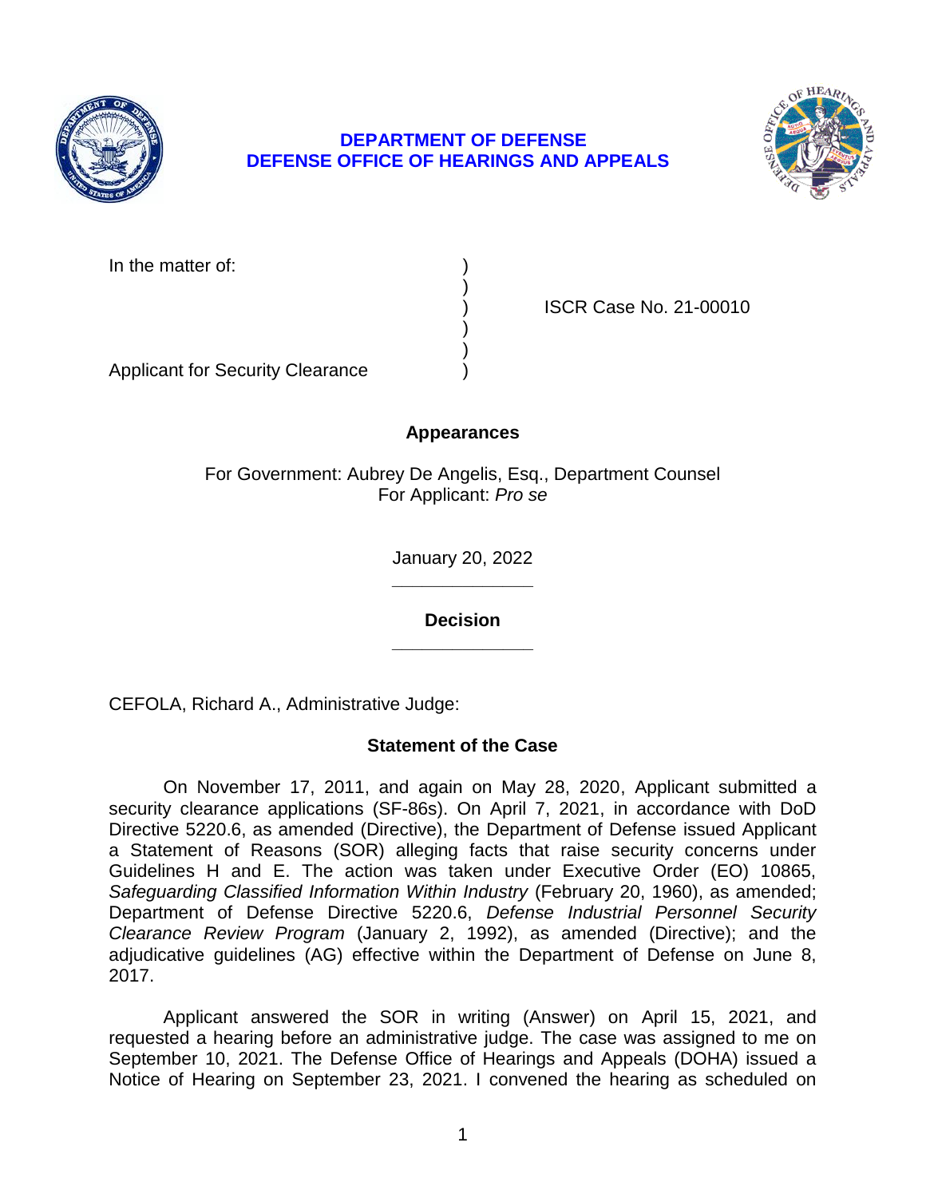**DEPARTMENT OF DEFENSE**
**DEFENSE OFFICE OF HEARINGS AND APPEALS**

| | | |
|---|---|---|
| In the matter of: | ) | |
| | ) | |
| | ) | ISCR Case No. 21-00010 |
| | ) | |
| | ) | |
| Applicant for Security Clearance | ) | |

## Appearances

For Government: Aubrey De Angelis, Esq., Department Counsel
For Applicant: *Pro se*

January 20, 2022

______________

## Decision

______________

CEFOLA, Richard A., Administrative Judge:

### Statement of the Case

On November 17, 2011, and again on May 28, 2020, Applicant submitted a security clearance applications (SF-86s). On April 7, 2021, in accordance with DoD Directive 5220.6, as amended (Directive), the Department of Defense issued Applicant a Statement of Reasons (SOR) alleging facts that raise security concerns under Guidelines H and E. The action was taken under Executive Order (EO) 10865, *Safeguarding Classified Information Within Industry* (February 20, 1960), as amended; Department of Defense Directive 5220.6, *Defense Industrial Personnel Security Clearance Review Program* (January 2, 1992), as amended (Directive); and the adjudicative guidelines (AG) effective within the Department of Defense on June 8, 2017.

Applicant answered the SOR in writing (Answer) on April 15, 2021, and requested a hearing before an administrative judge. The case was assigned to me on September 10, 2021. The Defense Office of Hearings and Appeals (DOHA) issued a Notice of Hearing on September 23, 2021. I convened the hearing as scheduled on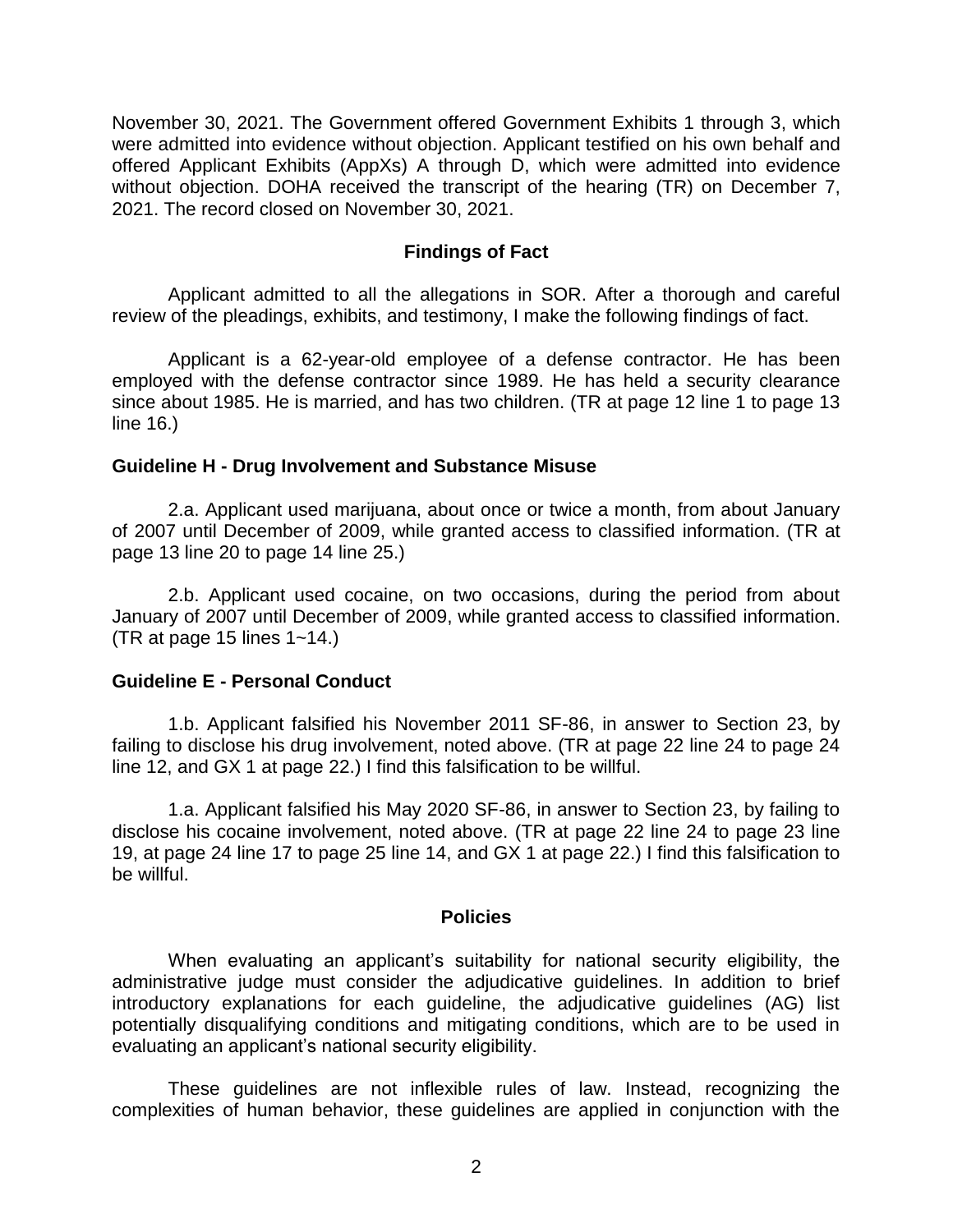November 30, 2021. The Government offered Government Exhibits 1 through 3, which were admitted into evidence without objection. Applicant testified on his own behalf and offered Applicant Exhibits (AppXs) A through D, which were admitted into evidence without objection. DOHA received the transcript of the hearing (TR) on December 7, 2021. The record closed on November 30, 2021.

## Findings of Fact

Applicant admitted to all the allegations in SOR. After a thorough and careful review of the pleadings, exhibits, and testimony, I make the following findings of fact.

Applicant is a 62-year-old employee of a defense contractor. He has been employed with the defense contractor since 1989. He has held a security clearance since about 1985. He is married, and has two children. (TR at page 12 line 1 to page 13 line 16.)

### Guideline H - Drug Involvement and Substance Misuse

2.a. Applicant used marijuana, about once or twice a month, from about January of 2007 until December of 2009, while granted access to classified information. (TR at page 13 line 20 to page 14 line 25.)

2.b. Applicant used cocaine, on two occasions, during the period from about January of 2007 until December of 2009, while granted access to classified information. (TR at page 15 lines 1~14.)

### Guideline E - Personal Conduct

1.b. Applicant falsified his November 2011 SF-86, in answer to Section 23, by failing to disclose his drug involvement, noted above. (TR at page 22 line 24 to page 24 line 12, and GX 1 at page 22.) I find this falsification to be willful.

1.a. Applicant falsified his May 2020 SF-86, in answer to Section 23, by failing to disclose his cocaine involvement, noted above. (TR at page 22 line 24 to page 23 line 19, at page 24 line 17 to page 25 line 14, and GX 1 at page 22.) I find this falsification to be willful.

## Policies

When evaluating an applicant's suitability for national security eligibility, the administrative judge must consider the adjudicative guidelines. In addition to brief introductory explanations for each guideline, the adjudicative guidelines (AG) list potentially disqualifying conditions and mitigating conditions, which are to be used in evaluating an applicant's national security eligibility.

These guidelines are not inflexible rules of law. Instead, recognizing the complexities of human behavior, these guidelines are applied in conjunction with the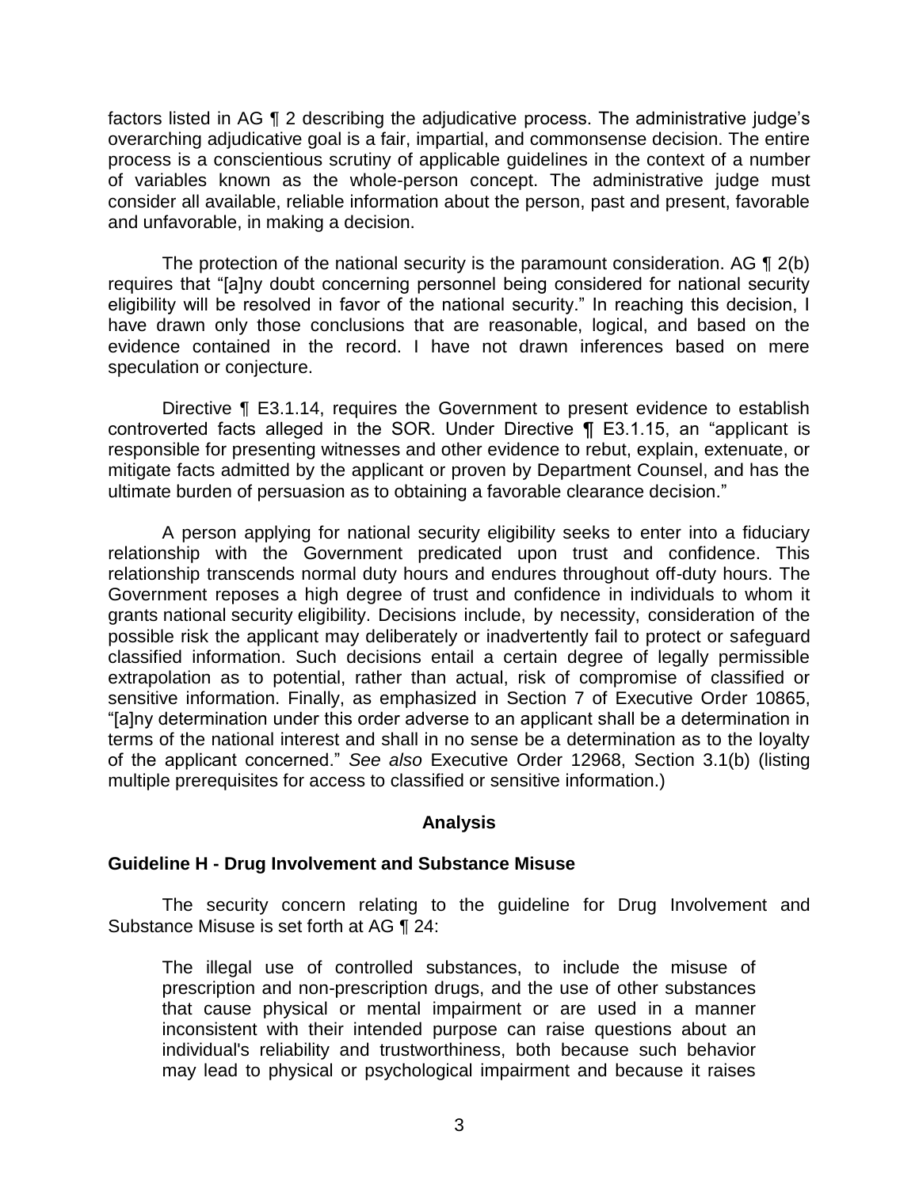factors listed in AG ¶ 2 describing the adjudicative process. The administrative judge's overarching adjudicative goal is a fair, impartial, and commonsense decision. The entire process is a conscientious scrutiny of applicable guidelines in the context of a number of variables known as the whole-person concept. The administrative judge must consider all available, reliable information about the person, past and present, favorable and unfavorable, in making a decision.

The protection of the national security is the paramount consideration. AG ¶ 2(b) requires that "[a]ny doubt concerning personnel being considered for national security eligibility will be resolved in favor of the national security." In reaching this decision, I have drawn only those conclusions that are reasonable, logical, and based on the evidence contained in the record. I have not drawn inferences based on mere speculation or conjecture.

Directive ¶ E3.1.14, requires the Government to present evidence to establish controverted facts alleged in the SOR. Under Directive ¶ E3.1.15, an "applicant is responsible for presenting witnesses and other evidence to rebut, explain, extenuate, or mitigate facts admitted by the applicant or proven by Department Counsel, and has the ultimate burden of persuasion as to obtaining a favorable clearance decision."

A person applying for national security eligibility seeks to enter into a fiduciary relationship with the Government predicated upon trust and confidence. This relationship transcends normal duty hours and endures throughout off-duty hours. The Government reposes a high degree of trust and confidence in individuals to whom it grants national security eligibility. Decisions include, by necessity, consideration of the possible risk the applicant may deliberately or inadvertently fail to protect or safeguard classified information. Such decisions entail a certain degree of legally permissible extrapolation as to potential, rather than actual, risk of compromise of classified or sensitive information. Finally, as emphasized in Section 7 of Executive Order 10865, "[a]ny determination under this order adverse to an applicant shall be a determination in terms of the national interest and shall in no sense be a determination as to the loyalty of the applicant concerned." *See also* Executive Order 12968, Section 3.1(b) (listing multiple prerequisites for access to classified or sensitive information.)

## Analysis

### Guideline H - Drug Involvement and Substance Misuse

The security concern relating to the guideline for Drug Involvement and Substance Misuse is set forth at AG ¶ 24:

> The illegal use of controlled substances, to include the misuse of prescription and non-prescription drugs, and the use of other substances that cause physical or mental impairment or are used in a manner inconsistent with their intended purpose can raise questions about an individual's reliability and trustworthiness, both because such behavior may lead to physical or psychological impairment and because it raises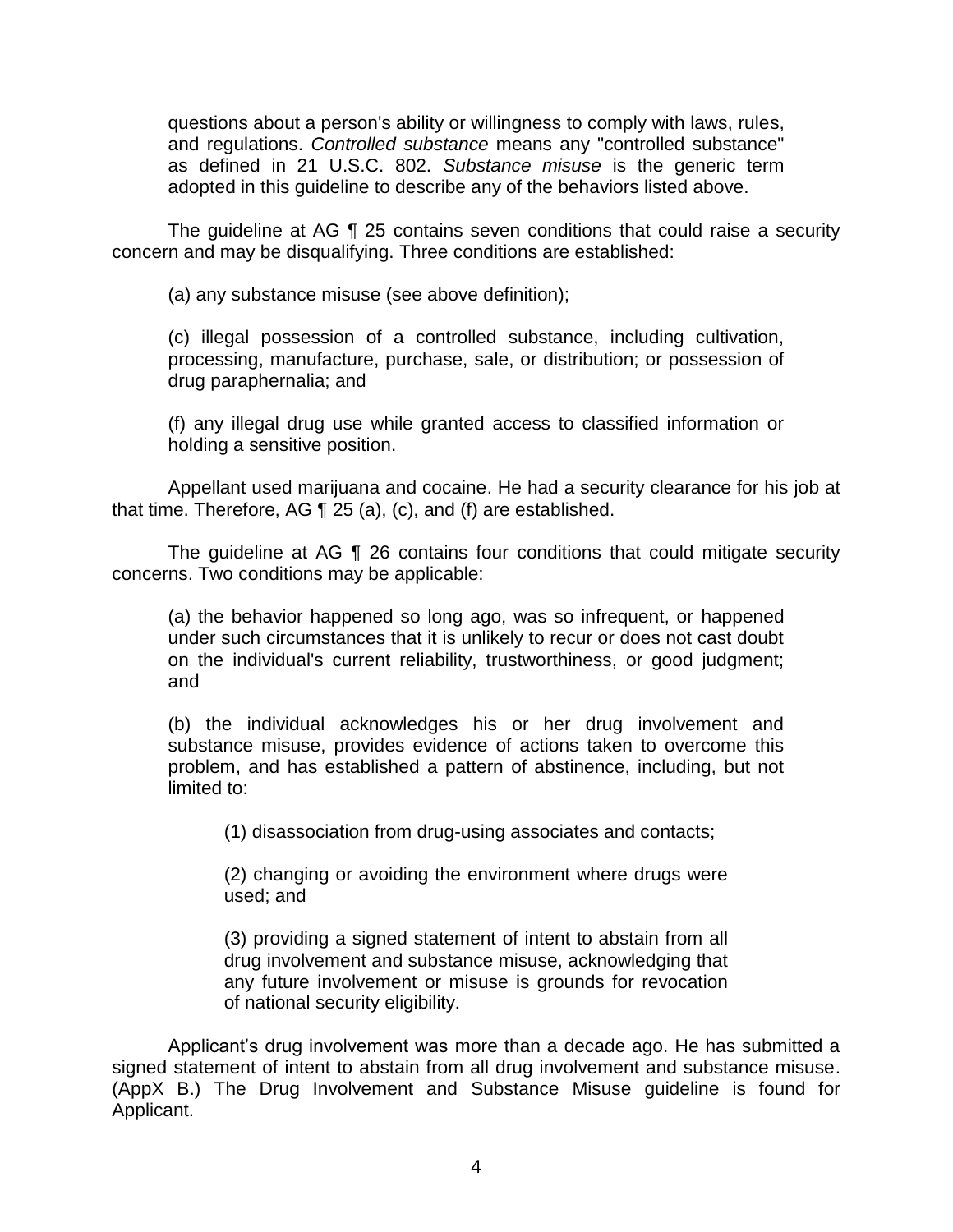> questions about a person's ability or willingness to comply with laws, rules, and regulations. *Controlled substance* means any "controlled substance" as defined in 21 U.S.C. 802. *Substance misuse* is the generic term adopted in this guideline to describe any of the behaviors listed above.

The guideline at AG ¶ 25 contains seven conditions that could raise a security concern and may be disqualifying. Three conditions are established:

> (a) any substance misuse (see above definition);
>
> (c) illegal possession of a controlled substance, including cultivation, processing, manufacture, purchase, sale, or distribution; or possession of drug paraphernalia; and
>
> (f) any illegal drug use while granted access to classified information or holding a sensitive position.

Appellant used marijuana and cocaine. He had a security clearance for his job at that time. Therefore, AG ¶ 25 (a), (c), and (f) are established.

The guideline at AG ¶ 26 contains four conditions that could mitigate security concerns. Two conditions may be applicable:

> (a) the behavior happened so long ago, was so infrequent, or happened under such circumstances that it is unlikely to recur or does not cast doubt on the individual's current reliability, trustworthiness, or good judgment; and
>
> (b) the individual acknowledges his or her drug involvement and substance misuse, provides evidence of actions taken to overcome this problem, and has established a pattern of abstinence, including, but not limited to:
>
> > (1) disassociation from drug-using associates and contacts;
> >
> > (2) changing or avoiding the environment where drugs were used; and
> >
> > (3) providing a signed statement of intent to abstain from all drug involvement and substance misuse, acknowledging that any future involvement or misuse is grounds for revocation of national security eligibility.

Applicant's drug involvement was more than a decade ago. He has submitted a signed statement of intent to abstain from all drug involvement and substance misuse. (AppX B.) The Drug Involvement and Substance Misuse guideline is found for Applicant.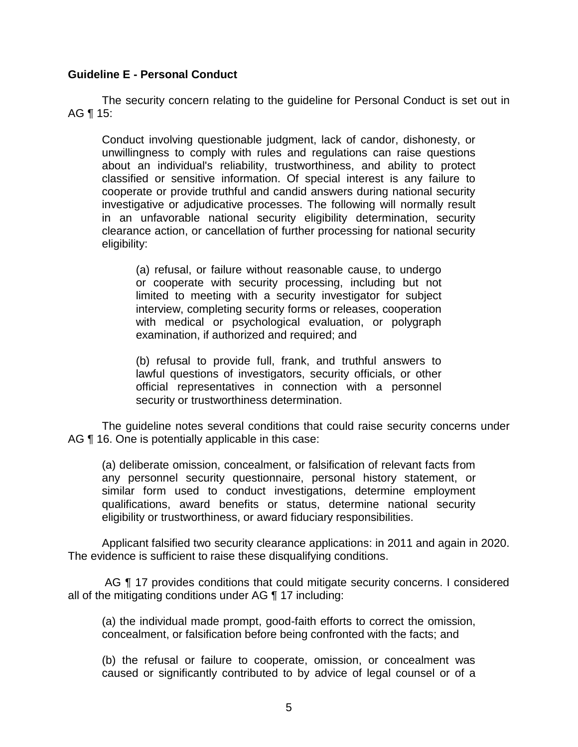**Guideline E - Personal Conduct**

The security concern relating to the guideline for Personal Conduct is set out in AG ¶ 15:

> Conduct involving questionable judgment, lack of candor, dishonesty, or unwillingness to comply with rules and regulations can raise questions about an individual's reliability, trustworthiness, and ability to protect classified or sensitive information. Of special interest is any failure to cooperate or provide truthful and candid answers during national security investigative or adjudicative processes. The following will normally result in an unfavorable national security eligibility determination, security clearance action, or cancellation of further processing for national security eligibility:
>
> > (a) refusal, or failure without reasonable cause, to undergo or cooperate with security processing, including but not limited to meeting with a security investigator for subject interview, completing security forms or releases, cooperation with medical or psychological evaluation, or polygraph examination, if authorized and required; and
> >
> > (b) refusal to provide full, frank, and truthful answers to lawful questions of investigators, security officials, or other official representatives in connection with a personnel security or trustworthiness determination.

The guideline notes several conditions that could raise security concerns under AG ¶ 16. One is potentially applicable in this case:

> (a) deliberate omission, concealment, or falsification of relevant facts from any personnel security questionnaire, personal history statement, or similar form used to conduct investigations, determine employment qualifications, award benefits or status, determine national security eligibility or trustworthiness, or award fiduciary responsibilities.

Applicant falsified two security clearance applications: in 2011 and again in 2020. The evidence is sufficient to raise these disqualifying conditions.

AG ¶ 17 provides conditions that could mitigate security concerns. I considered all of the mitigating conditions under AG ¶ 17 including:

> (a) the individual made prompt, good-faith efforts to correct the omission, concealment, or falsification before being confronted with the facts; and
>
> (b) the refusal or failure to cooperate, omission, or concealment was caused or significantly contributed to by advice of legal counsel or of a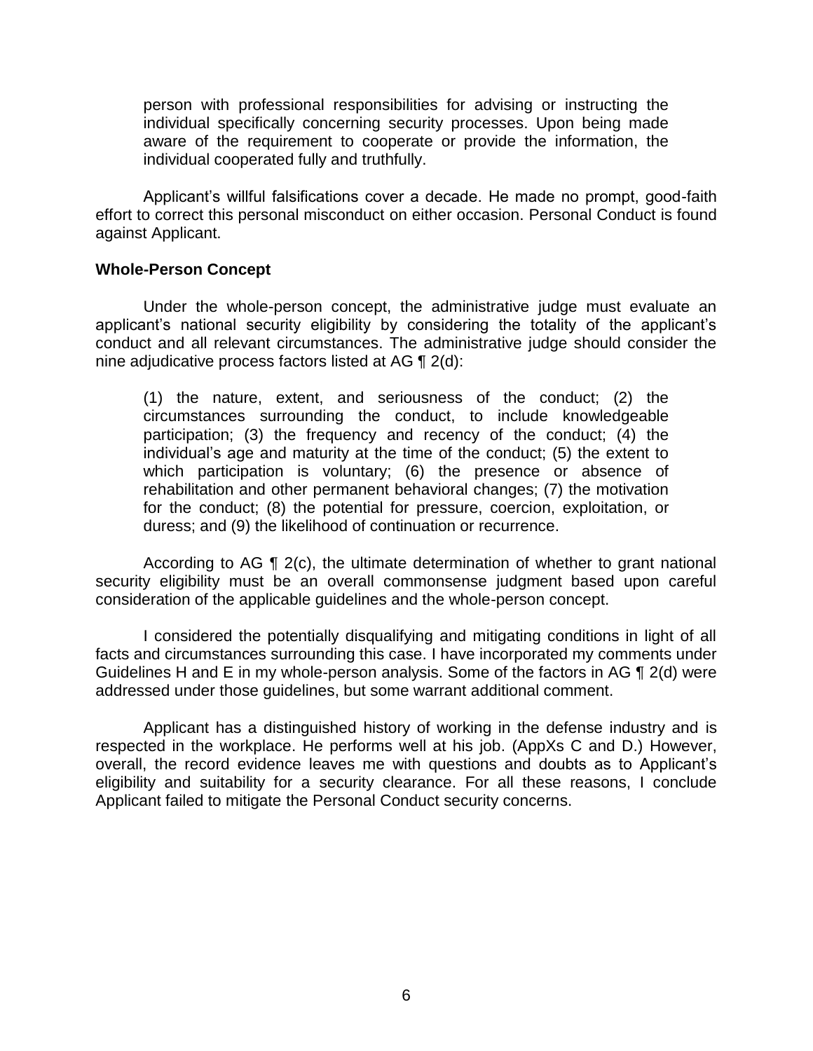> person with professional responsibilities for advising or instructing the individual specifically concerning security processes. Upon being made aware of the requirement to cooperate or provide the information, the individual cooperated fully and truthfully.

Applicant's willful falsifications cover a decade. He made no prompt, good-faith effort to correct this personal misconduct on either occasion. Personal Conduct is found against Applicant.

**Whole-Person Concept**

Under the whole-person concept, the administrative judge must evaluate an applicant's national security eligibility by considering the totality of the applicant's conduct and all relevant circumstances. The administrative judge should consider the nine adjudicative process factors listed at AG ¶ 2(d):

> (1) the nature, extent, and seriousness of the conduct; (2) the circumstances surrounding the conduct, to include knowledgeable participation; (3) the frequency and recency of the conduct; (4) the individual's age and maturity at the time of the conduct; (5) the extent to which participation is voluntary; (6) the presence or absence of rehabilitation and other permanent behavioral changes; (7) the motivation for the conduct; (8) the potential for pressure, coercion, exploitation, or duress; and (9) the likelihood of continuation or recurrence.

According to AG ¶ 2(c), the ultimate determination of whether to grant national security eligibility must be an overall commonsense judgment based upon careful consideration of the applicable guidelines and the whole-person concept.

I considered the potentially disqualifying and mitigating conditions in light of all facts and circumstances surrounding this case. I have incorporated my comments under Guidelines H and E in my whole-person analysis. Some of the factors in AG ¶ 2(d) were addressed under those guidelines, but some warrant additional comment.

Applicant has a distinguished history of working in the defense industry and is respected in the workplace. He performs well at his job. (AppXs C and D.) However, overall, the record evidence leaves me with questions and doubts as to Applicant's eligibility and suitability for a security clearance. For all these reasons, I conclude Applicant failed to mitigate the Personal Conduct security concerns.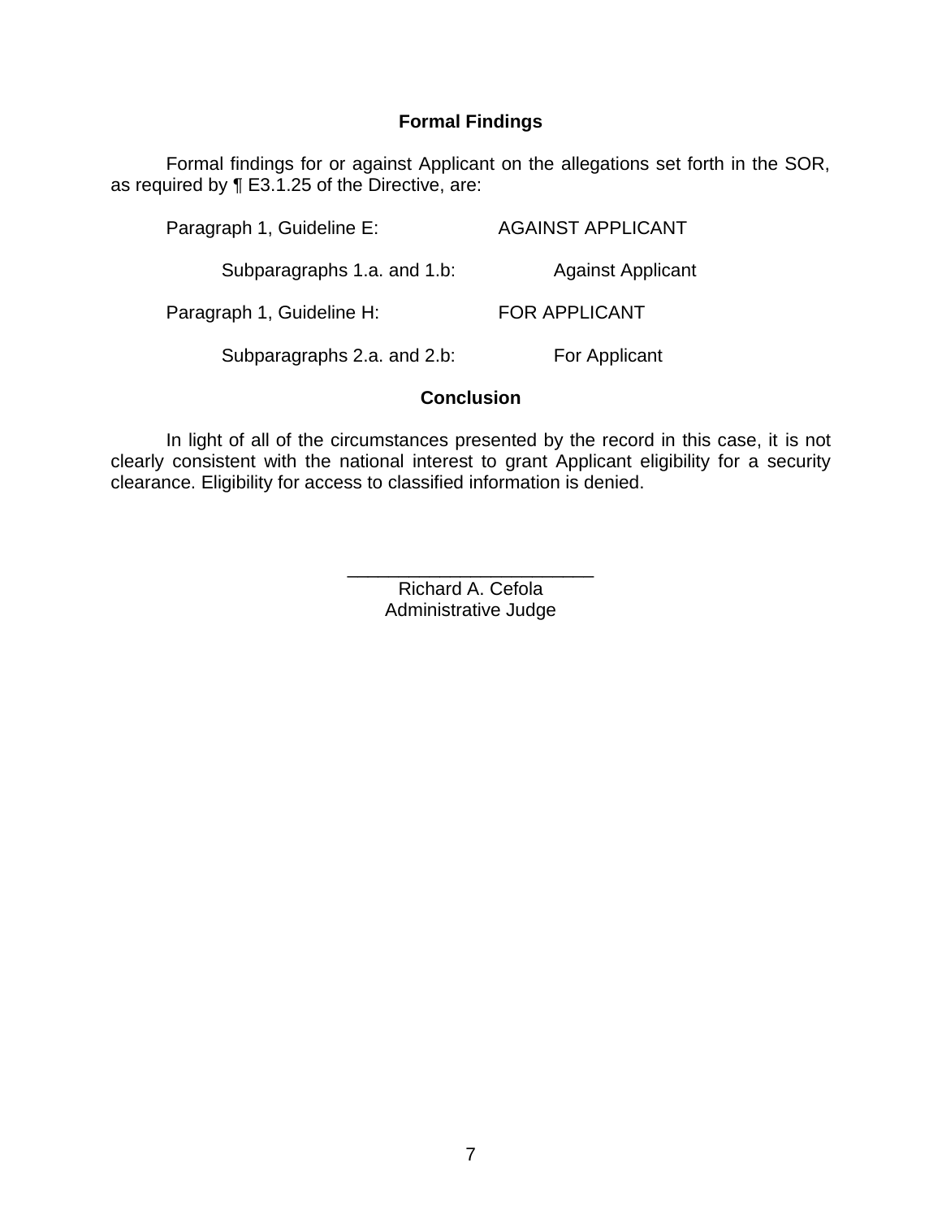## Formal Findings

Formal findings for or against Applicant on the allegations set forth in the SOR, as required by ¶ E3.1.25 of the Directive, are:

| | |
|---|---|
| Paragraph 1, Guideline E: | AGAINST APPLICANT |
| Subparagraphs 1.a. and 1.b: | Against Applicant |
| Paragraph 1, Guideline H: | FOR APPLICANT |
| Subparagraphs 2.a. and 2.b: | For Applicant |

## Conclusion

In light of all of the circumstances presented by the record in this case, it is not clearly consistent with the national interest to grant Applicant eligibility for a security clearance. Eligibility for access to classified information is denied.

________________________

Richard A. Cefola
Administrative Judge